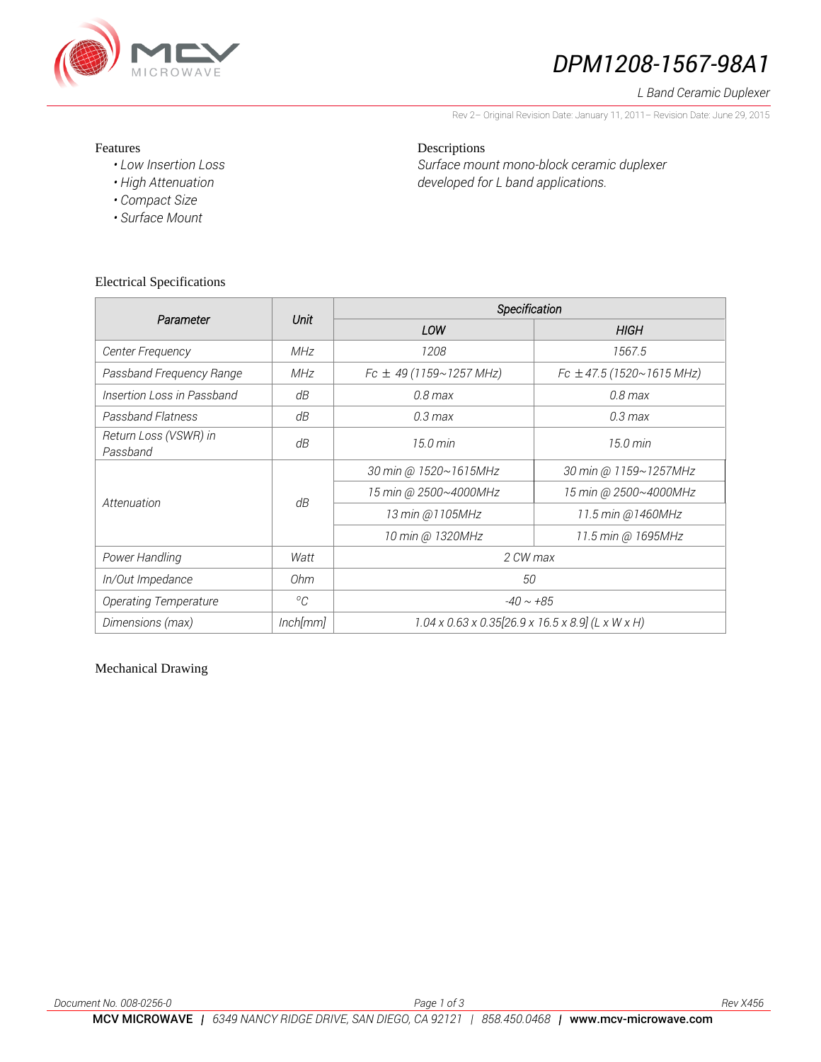# DPM1208-1567-98A1

*L Band Ceramic Duplexer*

Rev 2– Original Revision Date: January 11, 2011– Revision Date: June 29, 2015

## Features

- *Low Insertion Loss*
- *High Attenuation*
- *Compact Size*
- *Surface Mount*

## Descriptions

*Surface mount mono-block ceramic duplexer developed for L band applications.*

## Electrical Specifications

| Parameter | Unit | Specification | |
|---|---|---|---|
| | | LOW | HIGH |
| Center Frequency | MHz | 1208 | 1567.5 |
| Passband Frequency Range | MHz | Fc ± 49 (1159~1257 MHz) | Fc ±47.5 (1520~1615 MHz) |
| Insertion Loss in Passband | dB | 0.8 max | 0.8 max |
| Passband Flatness | dB | 0.3 max | 0.3 max |
| Return Loss (VSWR) in Passband | dB | 15.0 min | 15.0 min |
| Attenuation | dB | 30 min @ 1520~1615MHz | 30 min @ 1159~1257MHz |
| | | 15 min @ 2500~4000MHz | 15 min @ 2500~4000MHz |
| | | 13 min @1105MHz | 11.5 min @1460MHz |
| | | 10 min @ 1320MHz | 11.5 min @ 1695MHz |
| Power Handling | Watt | 2 CW max | |
| In/Out Impedance | Ohm | 50 | |
| Operating Temperature | °C | -40 ~ +85 | |
| Dimensions (max) | Inch[mm] | 1.04 x 0.63 x 0.35[26.9 x 16.5 x 8.9] (L x W x H) | |

## Mechanical Drawing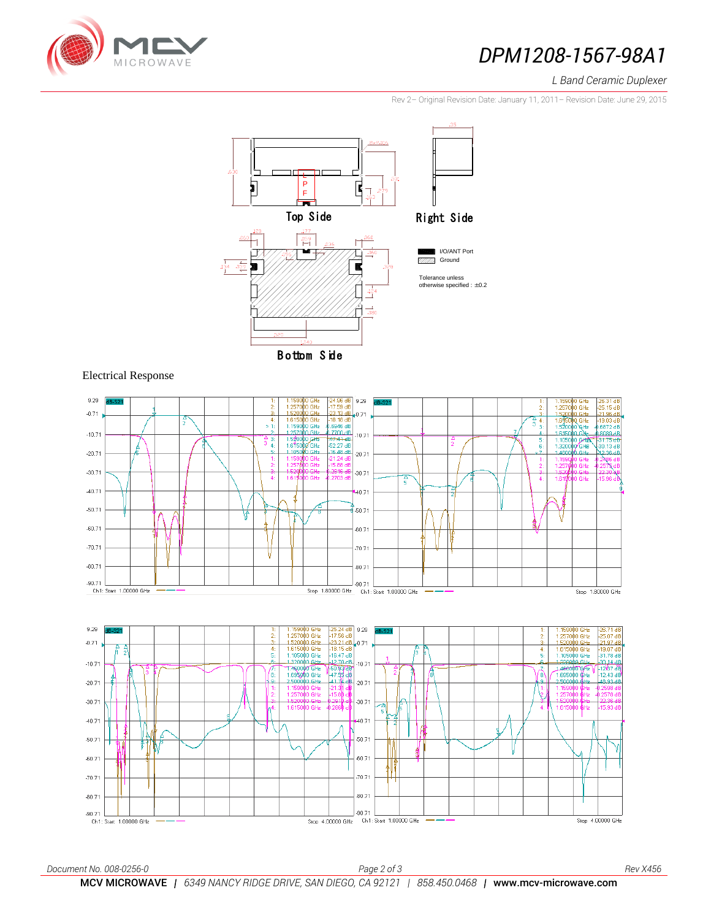# DPM1208-1567-98A1

*L Band Ceramic Duplexer*

Rev 2– Original Revision Date: January 11, 2011– Revision Date: June 29, 2015

Top Side

Right Side

Bottom Side

I/O/ANT Port

Ground

Tolerance unless otherwise specified : ±0.2

## Electrical Response

Document No. 008-0256-0

Rev X456

**MCV MICROWAVE** | 6349 NANCY RIDGE DRIVE, SAN DIEGO, CA 92121 | 858.450.0468 | **www.mcv-microwave.com**